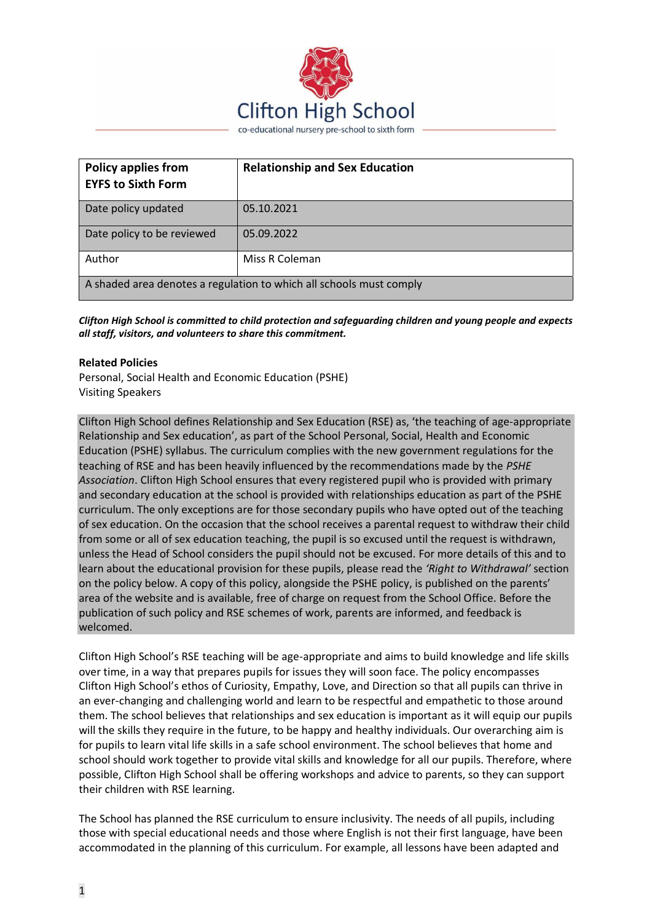Clifton High School

co-educational nursery pre-school to sixth form

| **Policy applies from EYFS to Sixth Form** | **Relationship and Sex Education** |
|---|---|
| Date policy updated | 05.10.2021 |
| Date policy to be reviewed | 05.09.2022 |
| Author | Miss R Coleman |
| A shaded area denotes a regulation to which all schools must comply | |

***Clifton High School is committed to child protection and safeguarding children and young people and expects all staff, visitors, and volunteers to share this commitment.***

**Related Policies**

Personal, Social Health and Economic Education (PSHE)
Visiting Speakers

Clifton High School defines Relationship and Sex Education (RSE) as, 'the teaching of age-appropriate Relationship and Sex education', as part of the School Personal, Social, Health and Economic Education (PSHE) syllabus. The curriculum complies with the new government regulations for the teaching of RSE and has been heavily influenced by the recommendations made by the *PSHE Association*. Clifton High School ensures that every registered pupil who is provided with primary and secondary education at the school is provided with relationships education as part of the PSHE curriculum. The only exceptions are for those secondary pupils who have opted out of the teaching of sex education. On the occasion that the school receives a parental request to withdraw their child from some or all of sex education teaching, the pupil is so excused until the request is withdrawn, unless the Head of School considers the pupil should not be excused. For more details of this and to learn about the educational provision for these pupils, please read the *'Right to Withdrawal'* section on the policy below. A copy of this policy, alongside the PSHE policy, is published on the parents' area of the website and is available, free of charge on request from the School Office. Before the publication of such policy and RSE schemes of work, parents are informed, and feedback is welcomed.

Clifton High School's RSE teaching will be age-appropriate and aims to build knowledge and life skills over time, in a way that prepares pupils for issues they will soon face. The policy encompasses Clifton High School's ethos of Curiosity, Empathy, Love, and Direction so that all pupils can thrive in an ever-changing and challenging world and learn to be respectful and empathetic to those around them. The school believes that relationships and sex education is important as it will equip our pupils will the skills they require in the future, to be happy and healthy individuals. Our overarching aim is for pupils to learn vital life skills in a safe school environment. The school believes that home and school should work together to provide vital skills and knowledge for all our pupils. Therefore, where possible, Clifton High School shall be offering workshops and advice to parents, so they can support their children with RSE learning.

The School has planned the RSE curriculum to ensure inclusivity. The needs of all pupils, including those with special educational needs and those where English is not their first language, have been accommodated in the planning of this curriculum. For example, all lessons have been adapted and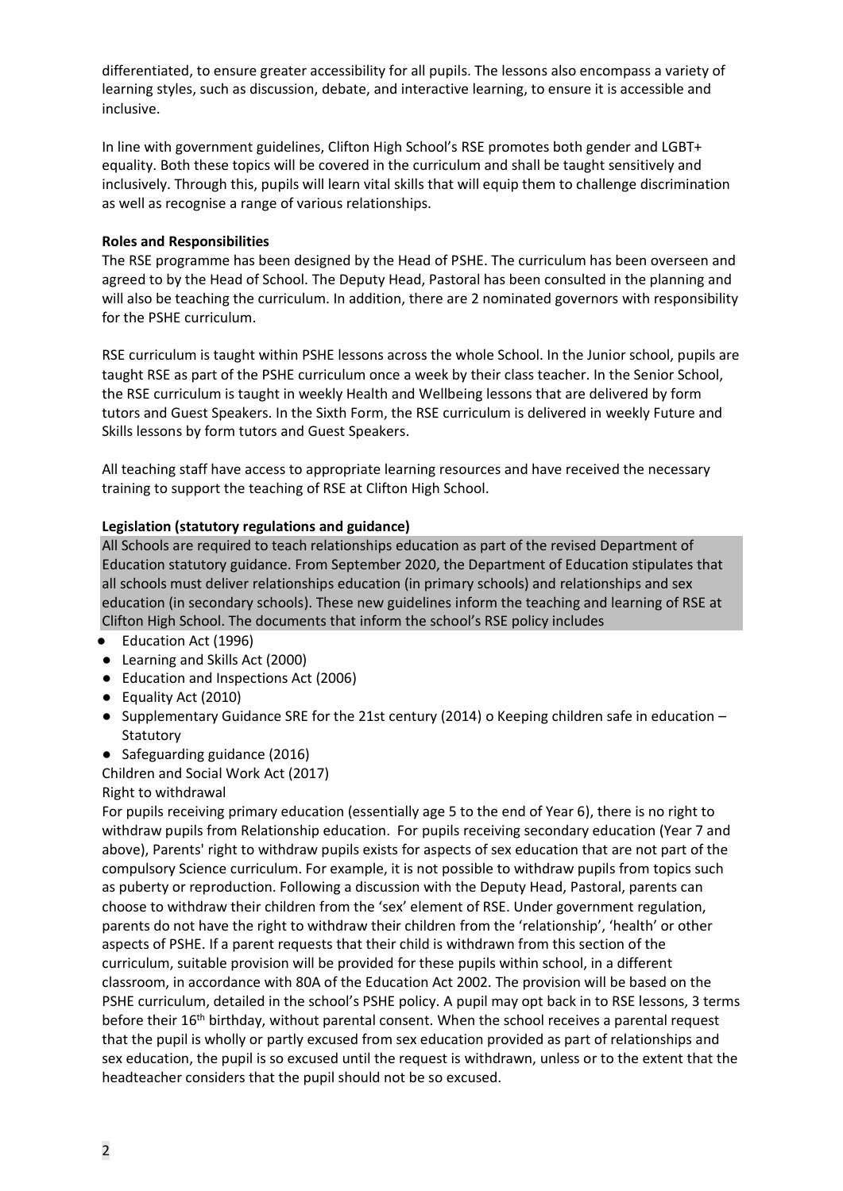differentiated, to ensure greater accessibility for all pupils. The lessons also encompass a variety of learning styles, such as discussion, debate, and interactive learning, to ensure it is accessible and inclusive.

In line with government guidelines, Clifton High School's RSE promotes both gender and LGBT+ equality. Both these topics will be covered in the curriculum and shall be taught sensitively and inclusively. Through this, pupils will learn vital skills that will equip them to challenge discrimination as well as recognise a range of various relationships.

**Roles and Responsibilities**

The RSE programme has been designed by the Head of PSHE. The curriculum has been overseen and agreed to by the Head of School. The Deputy Head, Pastoral has been consulted in the planning and will also be teaching the curriculum. In addition, there are 2 nominated governors with responsibility for the PSHE curriculum.

RSE curriculum is taught within PSHE lessons across the whole School. In the Junior school, pupils are taught RSE as part of the PSHE curriculum once a week by their class teacher. In the Senior School, the RSE curriculum is taught in weekly Health and Wellbeing lessons that are delivered by form tutors and Guest Speakers. In the Sixth Form, the RSE curriculum is delivered in weekly Future and Skills lessons by form tutors and Guest Speakers.

All teaching staff have access to appropriate learning resources and have received the necessary training to support the teaching of RSE at Clifton High School.

**Legislation (statutory regulations and guidance)**

All Schools are required to teach relationships education as part of the revised Department of Education statutory guidance. From September 2020, the Department of Education stipulates that all schools must deliver relationships education (in primary schools) and relationships and sex education (in secondary schools). These new guidelines inform the teaching and learning of RSE at Clifton High School. The documents that inform the school's RSE policy includes

- Education Act (1996)
- Learning and Skills Act (2000)
- Education and Inspections Act (2006)
- Equality Act (2010)
- Supplementary Guidance SRE for the 21st century (2014) o Keeping children safe in education – Statutory
- Safeguarding guidance (2016)

Children and Social Work Act (2017)

Right to withdrawal

For pupils receiving primary education (essentially age 5 to the end of Year 6), there is no right to withdraw pupils from Relationship education. For pupils receiving secondary education (Year 7 and above), Parents' right to withdraw pupils exists for aspects of sex education that are not part of the compulsory Science curriculum. For example, it is not possible to withdraw pupils from topics such as puberty or reproduction. Following a discussion with the Deputy Head, Pastoral, parents can choose to withdraw their children from the 'sex' element of RSE. Under government regulation, parents do not have the right to withdraw their children from the 'relationship', 'health' or other aspects of PSHE. If a parent requests that their child is withdrawn from this section of the curriculum, suitable provision will be provided for these pupils within school, in a different classroom, in accordance with 80A of the Education Act 2002. The provision will be based on the PSHE curriculum, detailed in the school's PSHE policy. A pupil may opt back in to RSE lessons, 3 terms before their 16th birthday, without parental consent. When the school receives a parental request that the pupil is wholly or partly excused from sex education provided as part of relationships and sex education, the pupil is so excused until the request is withdrawn, unless or to the extent that the headteacher considers that the pupil should not be so excused.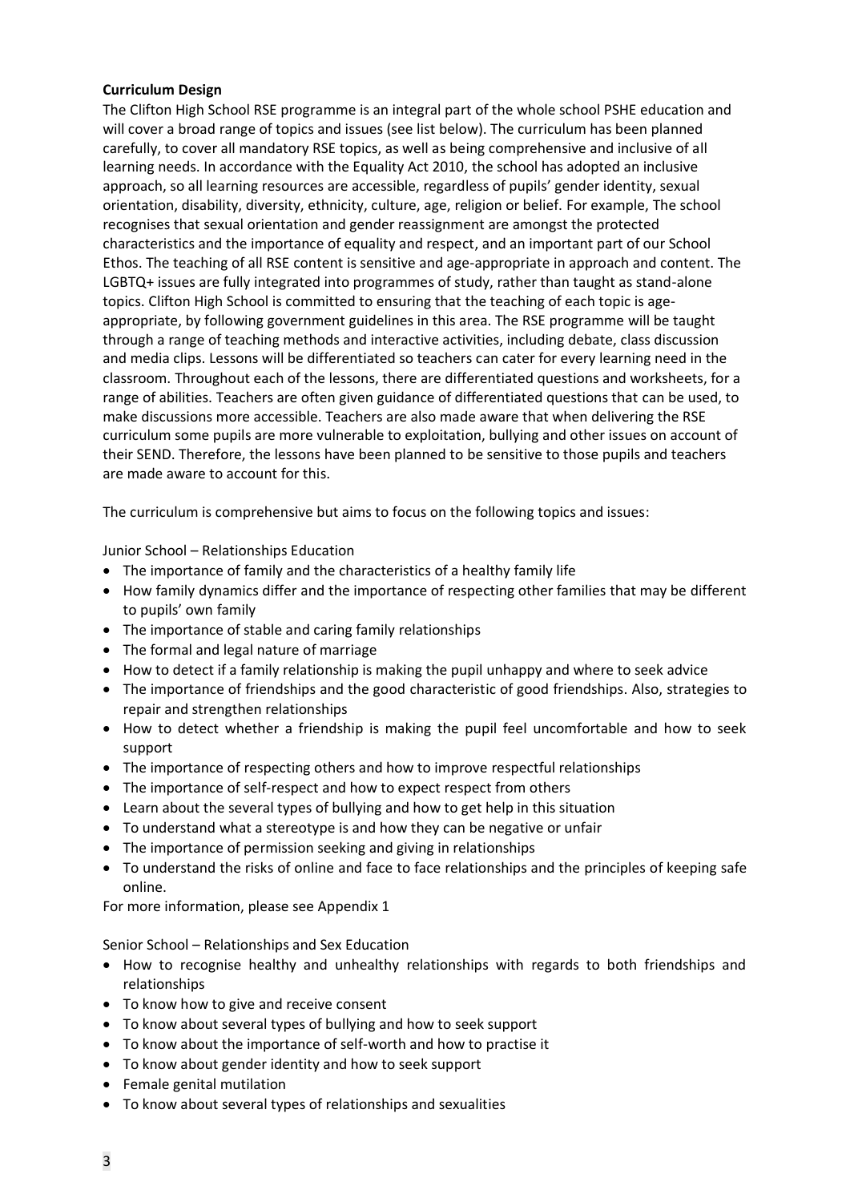**Curriculum Design**

The Clifton High School RSE programme is an integral part of the whole school PSHE education and will cover a broad range of topics and issues (see list below). The curriculum has been planned carefully, to cover all mandatory RSE topics, as well as being comprehensive and inclusive of all learning needs. In accordance with the Equality Act 2010, the school has adopted an inclusive approach, so all learning resources are accessible, regardless of pupils' gender identity, sexual orientation, disability, diversity, ethnicity, culture, age, religion or belief. For example, The school recognises that sexual orientation and gender reassignment are amongst the protected characteristics and the importance of equality and respect, and an important part of our School Ethos. The teaching of all RSE content is sensitive and age-appropriate in approach and content. The LGBTQ+ issues are fully integrated into programmes of study, rather than taught as stand-alone topics. Clifton High School is committed to ensuring that the teaching of each topic is age-appropriate, by following government guidelines in this area. The RSE programme will be taught through a range of teaching methods and interactive activities, including debate, class discussion and media clips. Lessons will be differentiated so teachers can cater for every learning need in the classroom. Throughout each of the lessons, there are differentiated questions and worksheets, for a range of abilities. Teachers are often given guidance of differentiated questions that can be used, to make discussions more accessible. Teachers are also made aware that when delivering the RSE curriculum some pupils are more vulnerable to exploitation, bullying and other issues on account of their SEND. Therefore, the lessons have been planned to be sensitive to those pupils and teachers are made aware to account for this.

The curriculum is comprehensive but aims to focus on the following topics and issues:

Junior School – Relationships Education

- The importance of family and the characteristics of a healthy family life
- How family dynamics differ and the importance of respecting other families that may be different to pupils' own family
- The importance of stable and caring family relationships
- The formal and legal nature of marriage
- How to detect if a family relationship is making the pupil unhappy and where to seek advice
- The importance of friendships and the good characteristic of good friendships. Also, strategies to repair and strengthen relationships
- How to detect whether a friendship is making the pupil feel uncomfortable and how to seek support
- The importance of respecting others and how to improve respectful relationships
- The importance of self-respect and how to expect respect from others
- Learn about the several types of bullying and how to get help in this situation
- To understand what a stereotype is and how they can be negative or unfair
- The importance of permission seeking and giving in relationships
- To understand the risks of online and face to face relationships and the principles of keeping safe online.

For more information, please see Appendix 1

Senior School – Relationships and Sex Education

- How to recognise healthy and unhealthy relationships with regards to both friendships and relationships
- To know how to give and receive consent
- To know about several types of bullying and how to seek support
- To know about the importance of self-worth and how to practise it
- To know about gender identity and how to seek support
- Female genital mutilation
- To know about several types of relationships and sexualities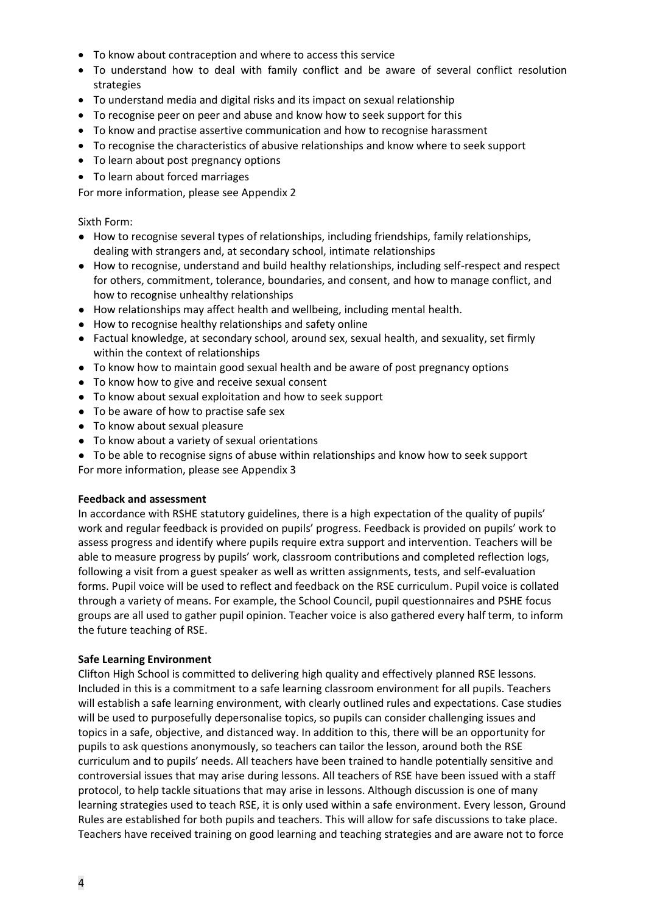- To know about contraception and where to access this service
- To understand how to deal with family conflict and be aware of several conflict resolution strategies
- To understand media and digital risks and its impact on sexual relationship
- To recognise peer on peer and abuse and know how to seek support for this
- To know and practise assertive communication and how to recognise harassment
- To recognise the characteristics of abusive relationships and know where to seek support
- To learn about post pregnancy options
- To learn about forced marriages

For more information, please see Appendix 2

Sixth Form:

- How to recognise several types of relationships, including friendships, family relationships, dealing with strangers and, at secondary school, intimate relationships
- How to recognise, understand and build healthy relationships, including self-respect and respect for others, commitment, tolerance, boundaries, and consent, and how to manage conflict, and how to recognise unhealthy relationships
- How relationships may affect health and wellbeing, including mental health.
- How to recognise healthy relationships and safety online
- Factual knowledge, at secondary school, around sex, sexual health, and sexuality, set firmly within the context of relationships
- To know how to maintain good sexual health and be aware of post pregnancy options
- To know how to give and receive sexual consent
- To know about sexual exploitation and how to seek support
- To be aware of how to practise safe sex
- To know about sexual pleasure
- To know about a variety of sexual orientations
- To be able to recognise signs of abuse within relationships and know how to seek support

For more information, please see Appendix 3

**Feedback and assessment**

In accordance with RSHE statutory guidelines, there is a high expectation of the quality of pupils' work and regular feedback is provided on pupils' progress. Feedback is provided on pupils' work to assess progress and identify where pupils require extra support and intervention. Teachers will be able to measure progress by pupils' work, classroom contributions and completed reflection logs, following a visit from a guest speaker as well as written assignments, tests, and self-evaluation forms. Pupil voice will be used to reflect and feedback on the RSE curriculum. Pupil voice is collated through a variety of means. For example, the School Council, pupil questionnaires and PSHE focus groups are all used to gather pupil opinion. Teacher voice is also gathered every half term, to inform the future teaching of RSE.

**Safe Learning Environment**

Clifton High School is committed to delivering high quality and effectively planned RSE lessons. Included in this is a commitment to a safe learning classroom environment for all pupils. Teachers will establish a safe learning environment, with clearly outlined rules and expectations. Case studies will be used to purposefully depersonalise topics, so pupils can consider challenging issues and topics in a safe, objective, and distanced way. In addition to this, there will be an opportunity for pupils to ask questions anonymously, so teachers can tailor the lesson, around both the RSE curriculum and to pupils' needs. All teachers have been trained to handle potentially sensitive and controversial issues that may arise during lessons. All teachers of RSE have been issued with a staff protocol, to help tackle situations that may arise in lessons. Although discussion is one of many learning strategies used to teach RSE, it is only used within a safe environment. Every lesson, Ground Rules are established for both pupils and teachers. This will allow for safe discussions to take place. Teachers have received training on good learning and teaching strategies and are aware not to force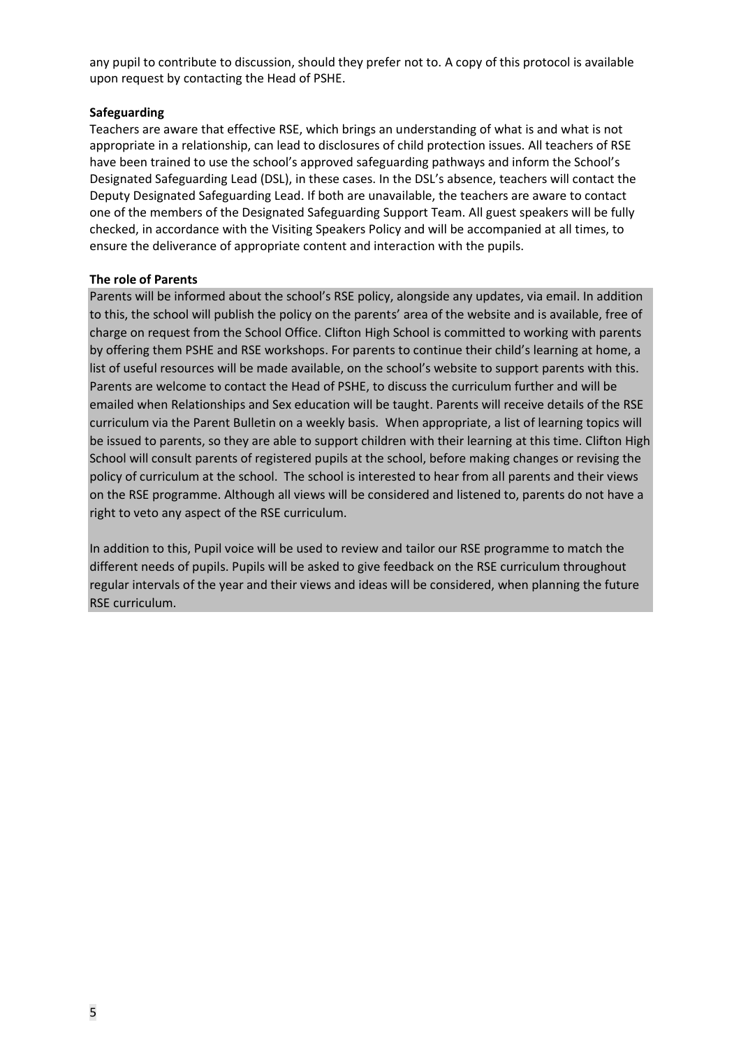any pupil to contribute to discussion, should they prefer not to. A copy of this protocol is available upon request by contacting the Head of PSHE.

**Safeguarding**

Teachers are aware that effective RSE, which brings an understanding of what is and what is not appropriate in a relationship, can lead to disclosures of child protection issues. All teachers of RSE have been trained to use the school's approved safeguarding pathways and inform the School's Designated Safeguarding Lead (DSL), in these cases. In the DSL's absence, teachers will contact the Deputy Designated Safeguarding Lead. If both are unavailable, the teachers are aware to contact one of the members of the Designated Safeguarding Support Team. All guest speakers will be fully checked, in accordance with the Visiting Speakers Policy and will be accompanied at all times, to ensure the deliverance of appropriate content and interaction with the pupils.

**The role of Parents**

Parents will be informed about the school's RSE policy, alongside any updates, via email. In addition to this, the school will publish the policy on the parents' area of the website and is available, free of charge on request from the School Office. Clifton High School is committed to working with parents by offering them PSHE and RSE workshops. For parents to continue their child's learning at home, a list of useful resources will be made available, on the school's website to support parents with this. Parents are welcome to contact the Head of PSHE, to discuss the curriculum further and will be emailed when Relationships and Sex education will be taught. Parents will receive details of the RSE curriculum via the Parent Bulletin on a weekly basis. When appropriate, a list of learning topics will be issued to parents, so they are able to support children with their learning at this time. Clifton High School will consult parents of registered pupils at the school, before making changes or revising the policy of curriculum at the school. The school is interested to hear from all parents and their views on the RSE programme. Although all views will be considered and listened to, parents do not have a right to veto any aspect of the RSE curriculum.

In addition to this, Pupil voice will be used to review and tailor our RSE programme to match the different needs of pupils. Pupils will be asked to give feedback on the RSE curriculum throughout regular intervals of the year and their views and ideas will be considered, when planning the future RSE curriculum.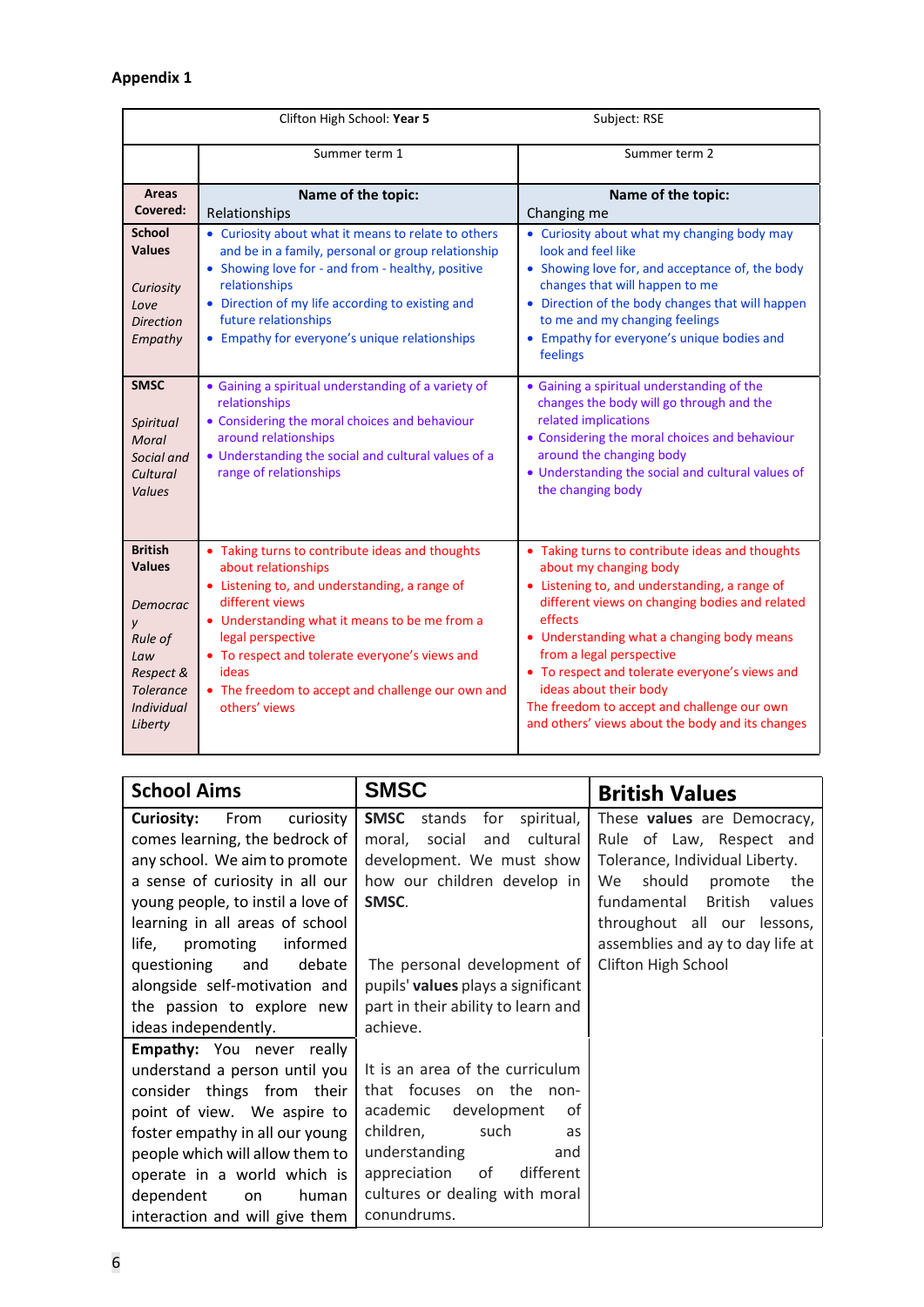**Appendix 1**

| Clifton High School: **Year 5** | | Subject: RSE |
|---|---|---|
| | Summer term 1 | Summer term 2 |
| **Areas Covered:** | **Name of the topic:** Relationships | **Name of the topic:** Changing me |
| **School Values**<br><br>*Curiosity*<br>*Love*<br>*Direction*<br>*Empathy* | • Curiosity about what it means to relate to others and be in a family, personal or group relationship<br>• Showing love for - and from - healthy, positive relationships<br>• Direction of my life according to existing and future relationships<br>• Empathy for everyone's unique relationships | • Curiosity about what my changing body may look and feel like<br>• Showing love for, and acceptance of, the body changes that will happen to me<br>• Direction of the body changes that will happen to me and my changing feelings<br>• Empathy for everyone's unique bodies and feelings |
| **SMSC**<br><br>*Spiritual*<br>*Moral*<br>*Social and Cultural*<br>*Values* | • Gaining a spiritual understanding of a variety of relationships<br>• Considering the moral choices and behaviour around relationships<br>• Understanding the social and cultural values of a range of relationships | • Gaining a spiritual understanding of the changes the body will go through and the related implications<br>• Considering the moral choices and behaviour around the changing body<br>• Understanding the social and cultural values of the changing body |
| **British Values**<br><br>*Democracy*<br>*Rule of Law*<br>*Respect & Tolerance*<br>*Individual Liberty* | • Taking turns to contribute ideas and thoughts about relationships<br>• Listening to, and understanding, a range of different views<br>• Understanding what it means to be me from a legal perspective<br>• To respect and tolerate everyone's views and ideas<br>• The freedom to accept and challenge our own and others' views | • Taking turns to contribute ideas and thoughts about my changing body<br>• Listening to, and understanding, a range of different views on changing bodies and related effects<br>• Understanding what a changing body means from a legal perspective<br>• To respect and tolerate everyone's views and ideas about their body<br>The freedom to accept and challenge our own and others' views about the body and its changes |

| School Aims | SMSC | British Values |
|---|---|---|
| **Curiosity:** From curiosity comes learning, the bedrock of any school. We aim to promote a sense of curiosity in all our young people, to instil a love of learning in all areas of school life, promoting informed questioning and debate alongside self-motivation and the passion to explore new ideas independently. | **SMSC** stands for spiritual, moral, social and cultural development. We must show how our children develop in **SMSC**.<br><br>The personal development of pupils' **values** plays a significant part in their ability to learn and achieve. | These **values** are Democracy, Rule of Law, Respect and Tolerance, Individual Liberty. We should promote the fundamental British values throughout all our lessons, assemblies and ay to day life at Clifton High School |
| **Empathy:** You never really understand a person until you consider things from their point of view. We aspire to foster empathy in all our young people which will allow them to operate in a world which is dependent on human interaction and will give them | It is an area of the curriculum that focuses on the non-academic development of children, such as understanding and appreciation of different cultures or dealing with moral conundrums. | |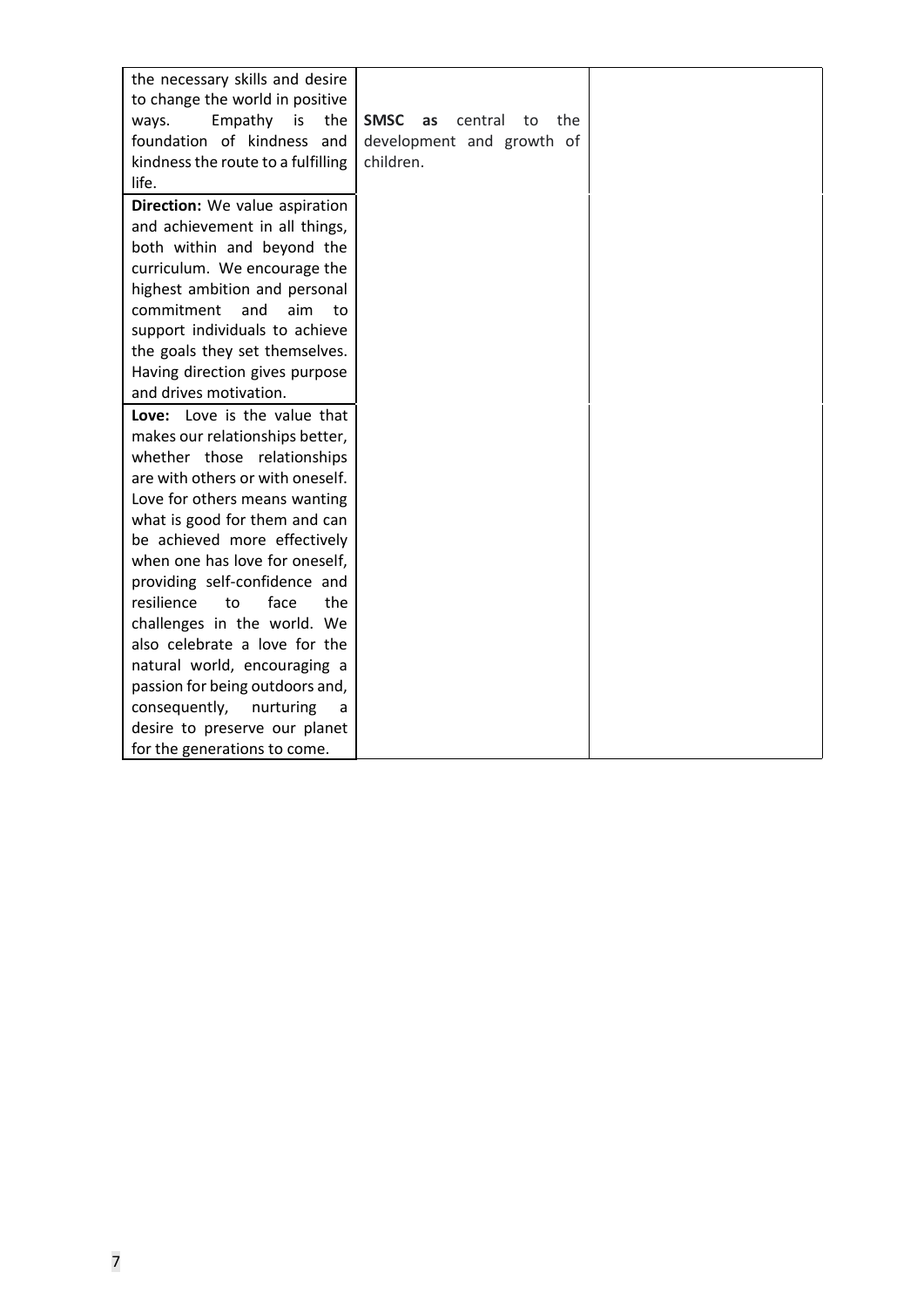| | | |
|---|---|---|
| the necessary skills and desire to change the world in positive ways. Empathy is the foundation of kindness and kindness the route to a fulfilling life. | **SMSC as** central to the development and growth of children. | |
| **Direction:** We value aspiration and achievement in all things, both within and beyond the curriculum. We encourage the highest ambition and personal commitment and aim to support individuals to achieve the goals they set themselves. Having direction gives purpose and drives motivation. | | |
| **Love:** Love is the value that makes our relationships better, whether those relationships are with others or with oneself. Love for others means wanting what is good for them and can be achieved more effectively when one has love for oneself, providing self-confidence and resilience to face the challenges in the world. We also celebrate a love for the natural world, encouraging a passion for being outdoors and, consequently, nurturing a desire to preserve our planet for the generations to come. | | |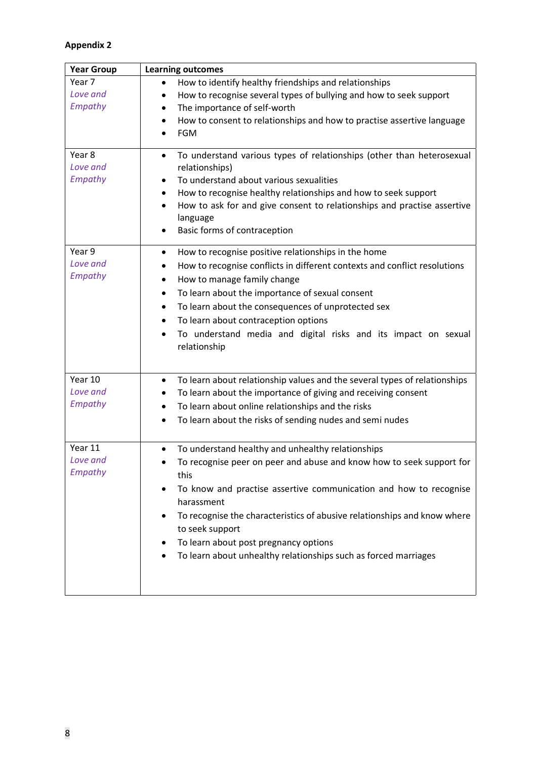**Appendix 2**

| Year Group | Learning outcomes |
|---|---|
| Year 7 *Love and Empathy* | • How to identify healthy friendships and relationships<br>• How to recognise several types of bullying and how to seek support<br>• The importance of self-worth<br>• How to consent to relationships and how to practise assertive language<br>• FGM |
| Year 8 *Love and Empathy* | • To understand various types of relationships (other than heterosexual relationships)<br>• To understand about various sexualities<br>• How to recognise healthy relationships and how to seek support<br>• How to ask for and give consent to relationships and practise assertive language<br>• Basic forms of contraception |
| Year 9 *Love and Empathy* | • How to recognise positive relationships in the home<br>• How to recognise conflicts in different contexts and conflict resolutions<br>• How to manage family change<br>• To learn about the importance of sexual consent<br>• To learn about the consequences of unprotected sex<br>• To learn about contraception options<br>• To understand media and digital risks and its impact on sexual relationship |
| Year 10 *Love and Empathy* | • To learn about relationship values and the several types of relationships<br>• To learn about the importance of giving and receiving consent<br>• To learn about online relationships and the risks<br>• To learn about the risks of sending nudes and semi nudes |
| Year 11 *Love and Empathy* | • To understand healthy and unhealthy relationships<br>• To recognise peer on peer and abuse and know how to seek support for this<br>• To know and practise assertive communication and how to recognise harassment<br>• To recognise the characteristics of abusive relationships and know where to seek support<br>• To learn about post pregnancy options<br>• To learn about unhealthy relationships such as forced marriages |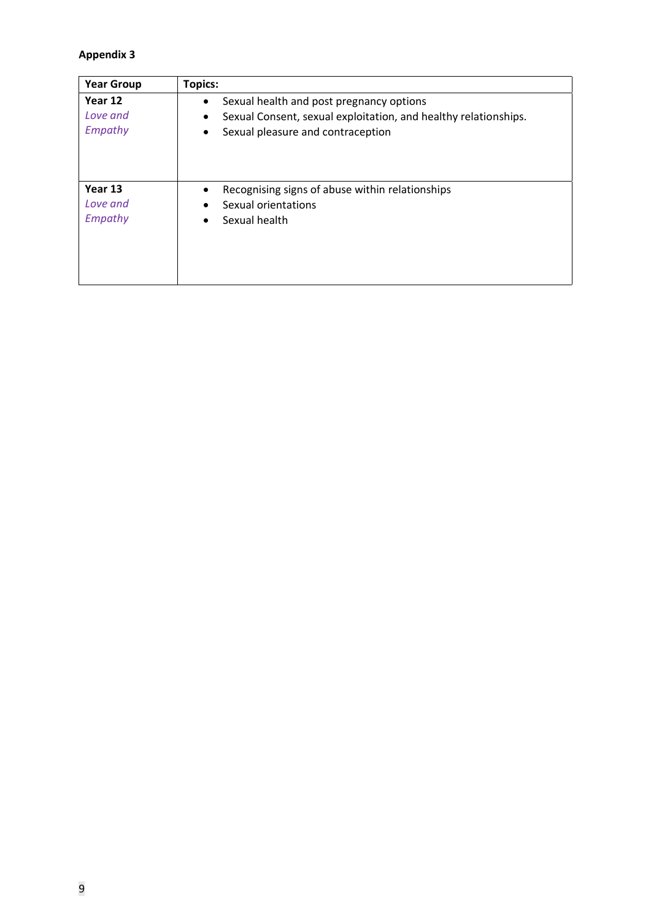**Appendix 3**

| Year Group | Topics: |
|---|---|
| **Year 12**<br>*Love and Empathy* | • Sexual health and post pregnancy options<br>• Sexual Consent, sexual exploitation, and healthy relationships.<br>• Sexual pleasure and contraception |
| **Year 13**<br>*Love and Empathy* | • Recognising signs of abuse within relationships<br>• Sexual orientations<br>• Sexual health |